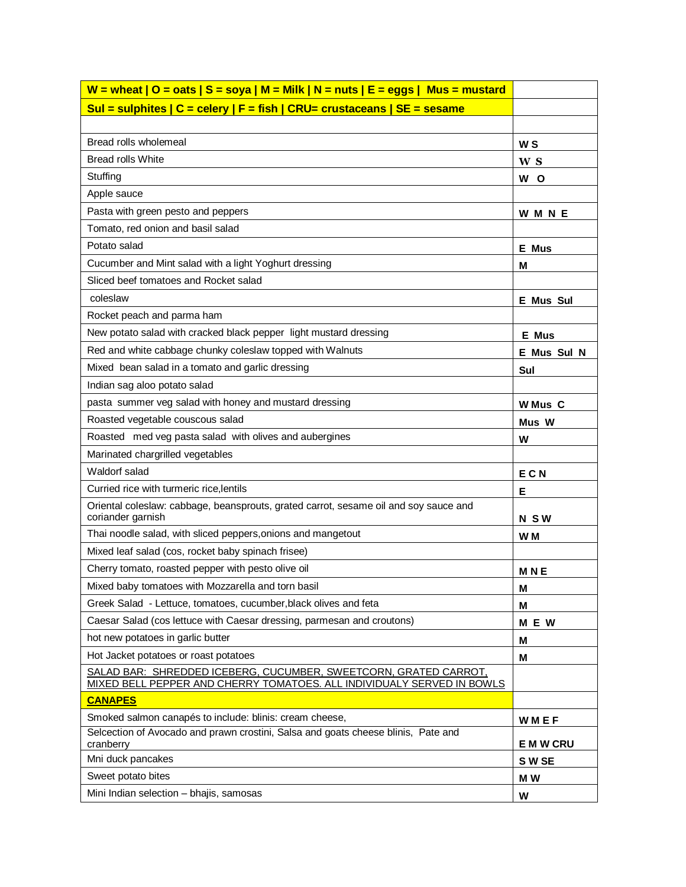| **W = wheat \| O = oats \| S = soya \| M = Milk \| N = nuts \| E = eggs \| Mus = mustard** | |
|---|---|
| **Sul = sulphites \| C = celery \| F = fish \| CRU= crustaceans \| SE = sesame** | |
| | |
| Bread rolls wholemeal | **W S** |
| Bread rolls White | **W S** |
| Stuffing | **W O** |
| Apple sauce | |
| Pasta with green pesto and peppers | **W M N E** |
| Tomato, red onion and basil salad | |
| Potato salad | **E Mus** |
| Cucumber and Mint salad with a light Yoghurt dressing | **M** |
| Sliced beef tomatoes and Rocket salad | |
| coleslaw | **E Mus Sul** |
| Rocket peach and parma ham | |
| New potato salad with cracked black pepper light mustard dressing | **E Mus** |
| Red and white cabbage chunky coleslaw topped with Walnuts | **E Mus Sul N** |
| Mixed bean salad in a tomato and garlic dressing | **Sul** |
| Indian sag aloo potato salad | |
| pasta summer veg salad with honey and mustard dressing | **W Mus C** |
| Roasted vegetable couscous salad | **Mus W** |
| Roasted med veg pasta salad with olives and aubergines | **W** |
| Marinated chargrilled vegetables | |
| Waldorf salad | **E C N** |
| Curried rice with turmeric rice,lentils | **E** |
| Oriental coleslaw: cabbage, beansprouts, grated carrot, sesame oil and soy sauce and coriander garnish | **N S W** |
| Thai noodle salad, with sliced peppers,onions and mangetout | **W M** |
| Mixed leaf salad (cos, rocket baby spinach frisee) | |
| Cherry tomato, roasted pepper with pesto olive oil | **M N E** |
| Mixed baby tomatoes with Mozzarella and torn basil | **M** |
| Greek Salad - Lettuce, tomatoes, cucumber,black olives and feta | **M** |
| Caesar Salad (cos lettuce with Caesar dressing, parmesan and croutons) | **M E W** |
| hot new potatoes in garlic butter | **M** |
| Hot Jacket potatoes or roast potatoes | **M** |
| <u>SALAD BAR: SHREDDED ICEBERG, CUCUMBER, SWEETCORN, GRATED CARROT, MIXED BELL PEPPER AND CHERRY TOMATOES. ALL INDIVIDUALY SERVED IN BOWLS</u> | |
| **<u>CANAPES</u>** | |
| Smoked salmon canapés to include: blinis: cream cheese, | **W M E F** |
| Selcection of Avocado and prawn crostini, Salsa and goats cheese blinis, Pate and cranberry | **E M W CRU** |
| Mni duck pancakes | **S W SE** |
| Sweet potato bites | **M W** |
| Mini Indian selection – bhajis, samosas | **W** |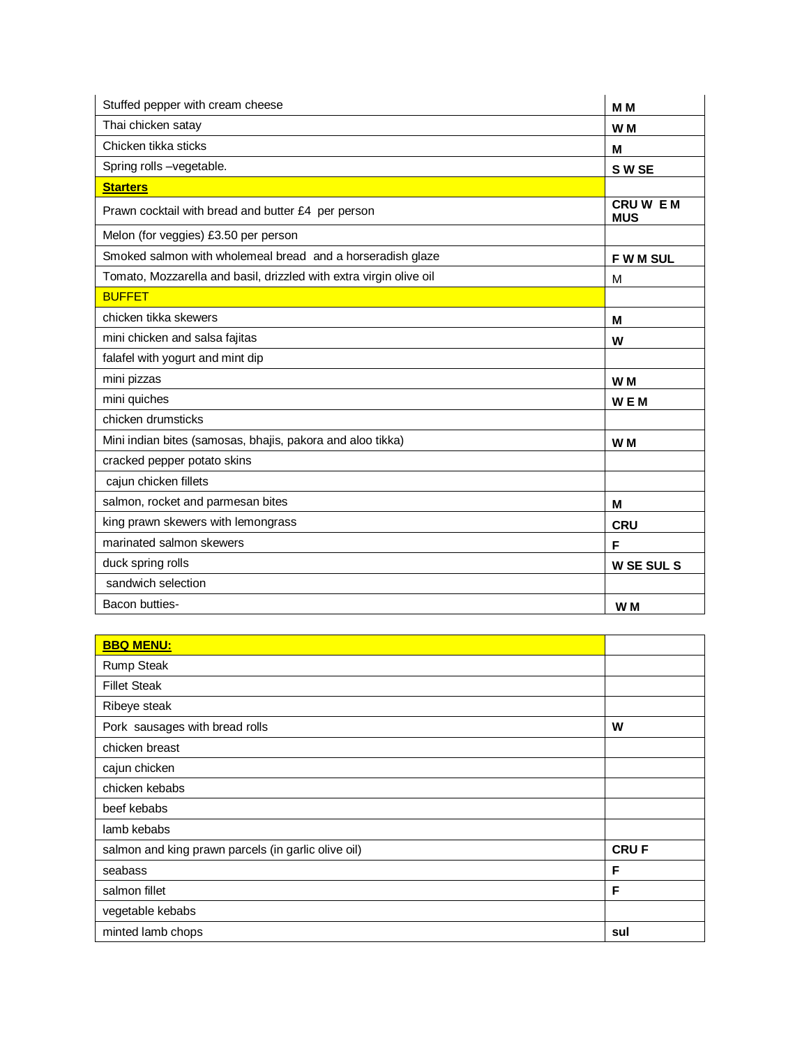| | |
|---|---|
| Stuffed pepper with cream cheese | **M M** |
| Thai chicken satay | **W M** |
| Chicken tikka sticks | **M** |
| Spring rolls –vegetable. | **S W SE** |
| **Starters** | |
| Prawn cocktail with bread and butter £4 per person | **CRU W E M MUS** |
| Melon (for veggies) £3.50 per person | |
| Smoked salmon with wholemeal bread and a horseradish glaze | **F W M SUL** |
| Tomato, Mozzarella and basil, drizzled with extra virgin olive oil | M |
| BUFFET | |
| chicken tikka skewers | **M** |
| mini chicken and salsa fajitas | **W** |
| falafel with yogurt and mint dip | |
| mini pizzas | **W M** |
| mini quiches | **W E M** |
| chicken drumsticks | |
| Mini indian bites (samosas, bhajis, pakora and aloo tikka) | **W M** |
| cracked pepper potato skins | |
| cajun chicken fillets | |
| salmon, rocket and parmesan bites | **M** |
| king prawn skewers with lemongrass | **CRU** |
| marinated salmon skewers | **F** |
| duck spring rolls | **W SE SUL S** |
| sandwich selection | |
| Bacon butties- | **W M** |

| **BBQ MENU:** | |
|---|---|
| Rump Steak | |
| Fillet Steak | |
| Ribeye steak | |
| Pork sausages with bread rolls | **W** |
| chicken breast | |
| cajun chicken | |
| chicken kebabs | |
| beef kebabs | |
| lamb kebabs | |
| salmon and king prawn parcels (in garlic olive oil) | **CRU F** |
| seabass | **F** |
| salmon fillet | **F** |
| vegetable kebabs | |
| minted lamb chops | **sul** |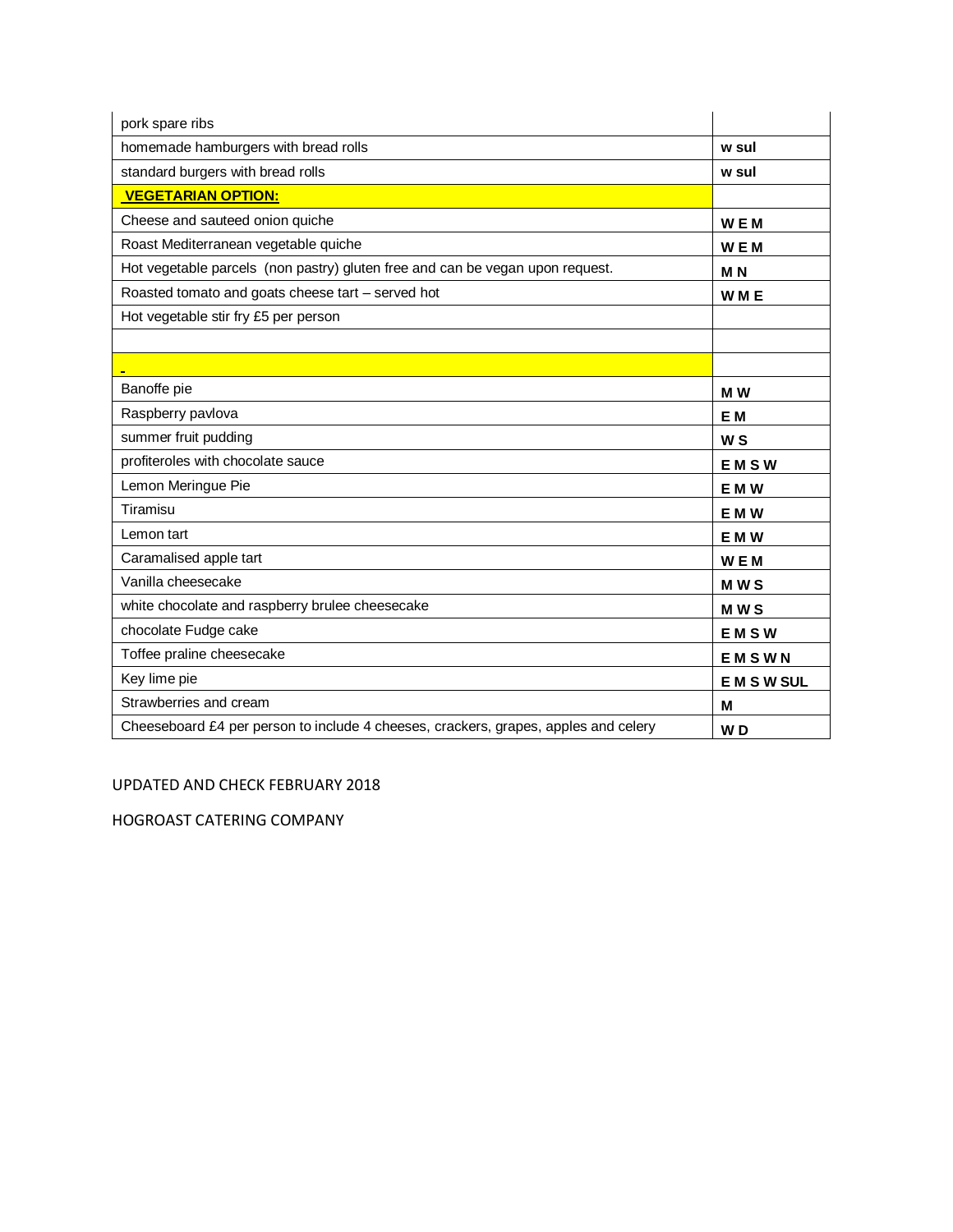| | |
|---|---|
| pork spare ribs | |
| homemade hamburgers with bread rolls | **w sul** |
| standard burgers with bread rolls | **w sul** |
| **VEGETARIAN OPTION:** | |
| Cheese and sauteed onion quiche | **W E M** |
| Roast Mediterranean vegetable quiche | **W E M** |
| Hot vegetable parcels (non pastry) gluten free and can be vegan upon request. | **M N** |
| Roasted tomato and goats cheese tart – served hot | **W M E** |
| Hot vegetable stir fry £5 per person | |
| | |
| - | |
| Banoffe pie | **M W** |
| Raspberry pavlova | **E M** |
| summer fruit pudding | **W S** |
| profiteroles with chocolate sauce | **E M S W** |
| Lemon Meringue Pie | **E M W** |
| Tiramisu | **E M W** |
| Lemon tart | **E M W** |
| Caramalised apple tart | **W E M** |
| Vanilla cheesecake | **M W S** |
| white chocolate and raspberry brulee cheesecake | **M W S** |
| chocolate Fudge cake | **E M S W** |
| Toffee praline cheesecake | **E M S W N** |
| Key lime pie | **E M S W SUL** |
| Strawberries and cream | **M** |
| Cheeseboard £4 per person to include 4 cheeses, crackers, grapes, apples and celery | **W D** |

UPDATED AND CHECK FEBRUARY 2018

HOGROAST CATERING COMPANY